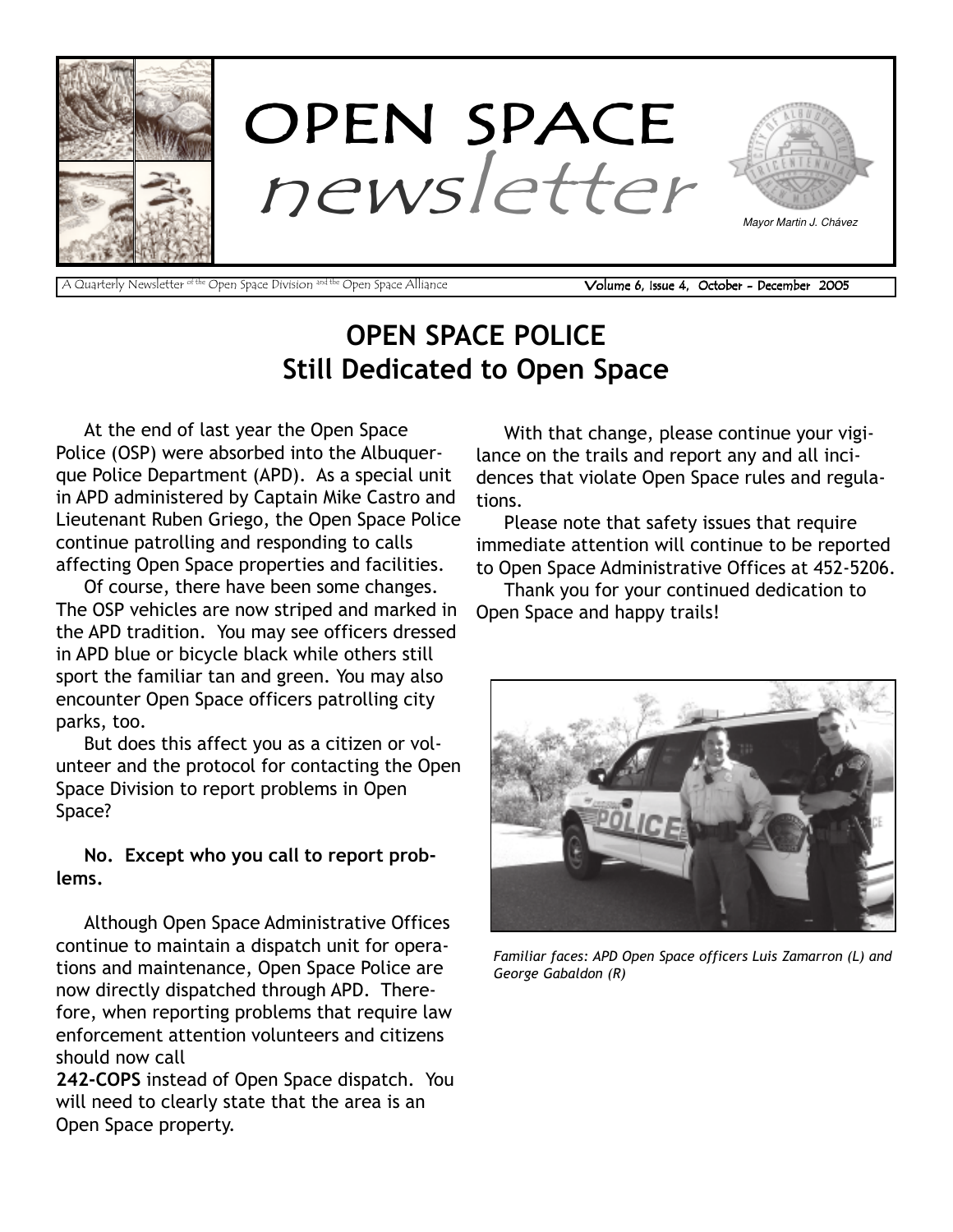# OPEN SPACE newsletter

Mayor Martin J. Chávez

A Quarterly Newsletter of the Open Space Division and the Open Space Alliance

Volume 6, Issue 4, October - December 2005

## OPEN SPACE POLICE
## Still Dedicated to Open Space

At the end of last year the Open Space Police (OSP) were absorbed into the Albuquerque Police Department (APD). As a special unit in APD administered by Captain Mike Castro and Lieutenant Ruben Griego, the Open Space Police continue patrolling and responding to calls affecting Open Space properties and facilities.

Of course, there have been some changes. The OSP vehicles are now striped and marked in the APD tradition. You may see officers dressed in APD blue or bicycle black while others still sport the familiar tan and green. You may also encounter Open Space officers patrolling city parks, too.

But does this affect you as a citizen or volunteer and the protocol for contacting the Open Space Division to report problems in Open Space?

**No. Except who you call to report problems.**

Although Open Space Administrative Offices continue to maintain a dispatch unit for operations and maintenance, Open Space Police are now directly dispatched through APD. Therefore, when reporting problems that require law enforcement attention volunteers and citizens should now call **242-COPS** instead of Open Space dispatch. You will need to clearly state that the area is an Open Space property.

With that change, please continue your vigilance on the trails and report any and all incidences that violate Open Space rules and regulations.

Please note that safety issues that require immediate attention will continue to be reported to Open Space Administrative Offices at 452-5206.

Thank you for your continued dedication to Open Space and happy trails!

*Familiar faces: APD Open Space officers Luis Zamarron (L) and George Gabaldon (R)*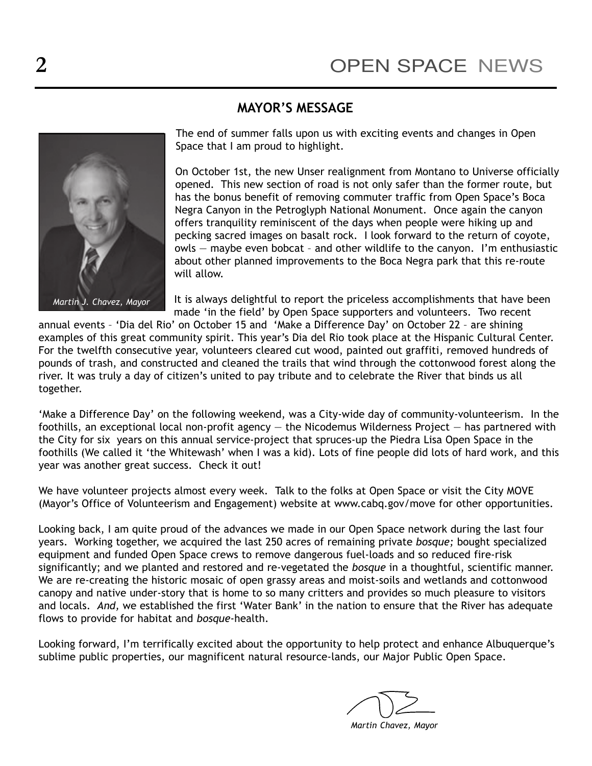## MAYOR'S MESSAGE

*Martin J. Chavez, Mayor*

The end of summer falls upon us with exciting events and changes in Open Space that I am proud to highlight.

On October 1st, the new Unser realignment from Montano to Universe officially opened. This new section of road is not only safer than the former route, but has the bonus benefit of removing commuter traffic from Open Space's Boca Negra Canyon in the Petroglyph National Monument. Once again the canyon offers tranquility reminiscent of the days when people were hiking up and pecking sacred images on basalt rock. I look forward to the return of coyote, owls — maybe even bobcat – and other wildlife to the canyon. I'm enthusiastic about other planned improvements to the Boca Negra park that this re-route will allow.

It is always delightful to report the priceless accomplishments that have been made 'in the field' by Open Space supporters and volunteers. Two recent annual events – 'Dia del Rio' on October 15 and 'Make a Difference Day' on October 22 – are shining examples of this great community spirit. This year's Dia del Rio took place at the Hispanic Cultural Center. For the twelfth consecutive year, volunteers cleared cut wood, painted out graffiti, removed hundreds of pounds of trash, and constructed and cleaned the trails that wind through the cottonwood forest along the river. It was truly a day of citizen's united to pay tribute and to celebrate the River that binds us all together.

'Make a Difference Day' on the following weekend, was a City-wide day of community-volunteerism. In the foothills, an exceptional local non-profit agency — the Nicodemus Wilderness Project — has partnered with the City for six years on this annual service-project that spruces-up the Piedra Lisa Open Space in the foothills (We called it 'the Whitewash' when I was a kid). Lots of fine people did lots of hard work, and this year was another great success. Check it out!

We have volunteer projects almost every week. Talk to the folks at Open Space or visit the City MOVE (Mayor's Office of Volunteerism and Engagement) website at www.cabq.gov/move for other opportunities.

Looking back, I am quite proud of the advances we made in our Open Space network during the last four years. Working together, we acquired the last 250 acres of remaining private *bosque;* bought specialized equipment and funded Open Space crews to remove dangerous fuel-loads and so reduced fire-risk significantly; and we planted and restored and re-vegetated the *bosque* in a thoughtful, scientific manner. We are re-creating the historic mosaic of open grassy areas and moist-soils and wetlands and cottonwood canopy and native under-story that is home to so many critters and provides so much pleasure to visitors and locals. *And,* we established the first 'Water Bank' in the nation to ensure that the River has adequate flows to provide for habitat and *bosque*-health.

Looking forward, I'm terrifically excited about the opportunity to help protect and enhance Albuquerque's sublime public properties, our magnificent natural resource-lands, our Major Public Open Space.

*Martin Chavez, Mayor*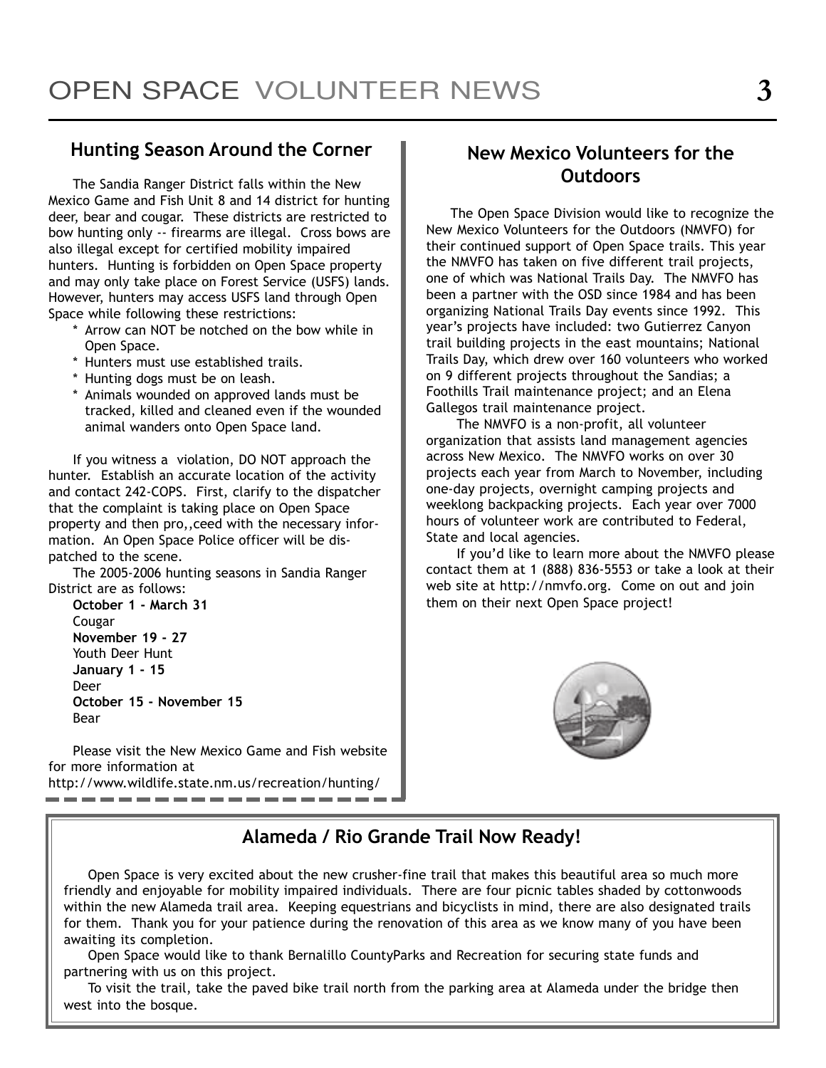## Hunting Season Around the Corner

The Sandia Ranger District falls within the New Mexico Game and Fish Unit 8 and 14 district for hunting deer, bear and cougar. These districts are restricted to bow hunting only -- firearms are illegal. Cross bows are also illegal except for certified mobility impaired hunters. Hunting is forbidden on Open Space property and may only take place on Forest Service (USFS) lands. However, hunters may access USFS land through Open Space while following these restrictions:

* Arrow can NOT be notched on the bow while in Open Space.
* Hunters must use established trails.
* Hunting dogs must be on leash.
* Animals wounded on approved lands must be tracked, killed and cleaned even if the wounded animal wanders onto Open Space land.

If you witness a violation, DO NOT approach the hunter. Establish an accurate location of the activity and contact 242-COPS. First, clarify to the dispatcher that the complaint is taking place on Open Space property and then pro,,ceed with the necessary information. An Open Space Police officer will be dispatched to the scene.

The 2005-2006 hunting seasons in Sandia Ranger District are as follows:

**October 1 - March 31**
Cougar
**November 19 - 27**
Youth Deer Hunt
**January 1 - 15**
Deer
**October 15 - November 15**
Bear

Please visit the New Mexico Game and Fish website for more information at http://www.wildlife.state.nm.us/recreation/hunting/

## New Mexico Volunteers for the Outdoors

The Open Space Division would like to recognize the New Mexico Volunteers for the Outdoors (NMVFO) for their continued support of Open Space trails. This year the NMVFO has taken on five different trail projects, one of which was National Trails Day. The NMVFO has been a partner with the OSD since 1984 and has been organizing National Trails Day events since 1992. This year's projects have included: two Gutierrez Canyon trail building projects in the east mountains; National Trails Day, which drew over 160 volunteers who worked on 9 different projects throughout the Sandias; a Foothills Trail maintenance project; and an Elena Gallegos trail maintenance project.

The NMVFO is a non-profit, all volunteer organization that assists land management agencies across New Mexico. The NMVFO works on over 30 projects each year from March to November, including one-day projects, overnight camping projects and weeklong backpacking projects. Each year over 7000 hours of volunteer work are contributed to Federal, State and local agencies.

If you'd like to learn more about the NMVFO please contact them at 1 (888) 836-5553 or take a look at their web site at http://nmvfo.org. Come on out and join them on their next Open Space project!

## Alameda / Rio Grande Trail Now Ready!

Open Space is very excited about the new crusher-fine trail that makes this beautiful area so much more friendly and enjoyable for mobility impaired individuals. There are four picnic tables shaded by cottonwoods within the new Alameda trail area. Keeping equestrians and bicyclists in mind, there are also designated trails for them. Thank you for your patience during the renovation of this area as we know many of you have been awaiting its completion.

Open Space would like to thank Bernalillo CountyParks and Recreation for securing state funds and partnering with us on this project.

To visit the trail, take the paved bike trail north from the parking area at Alameda under the bridge then west into the bosque.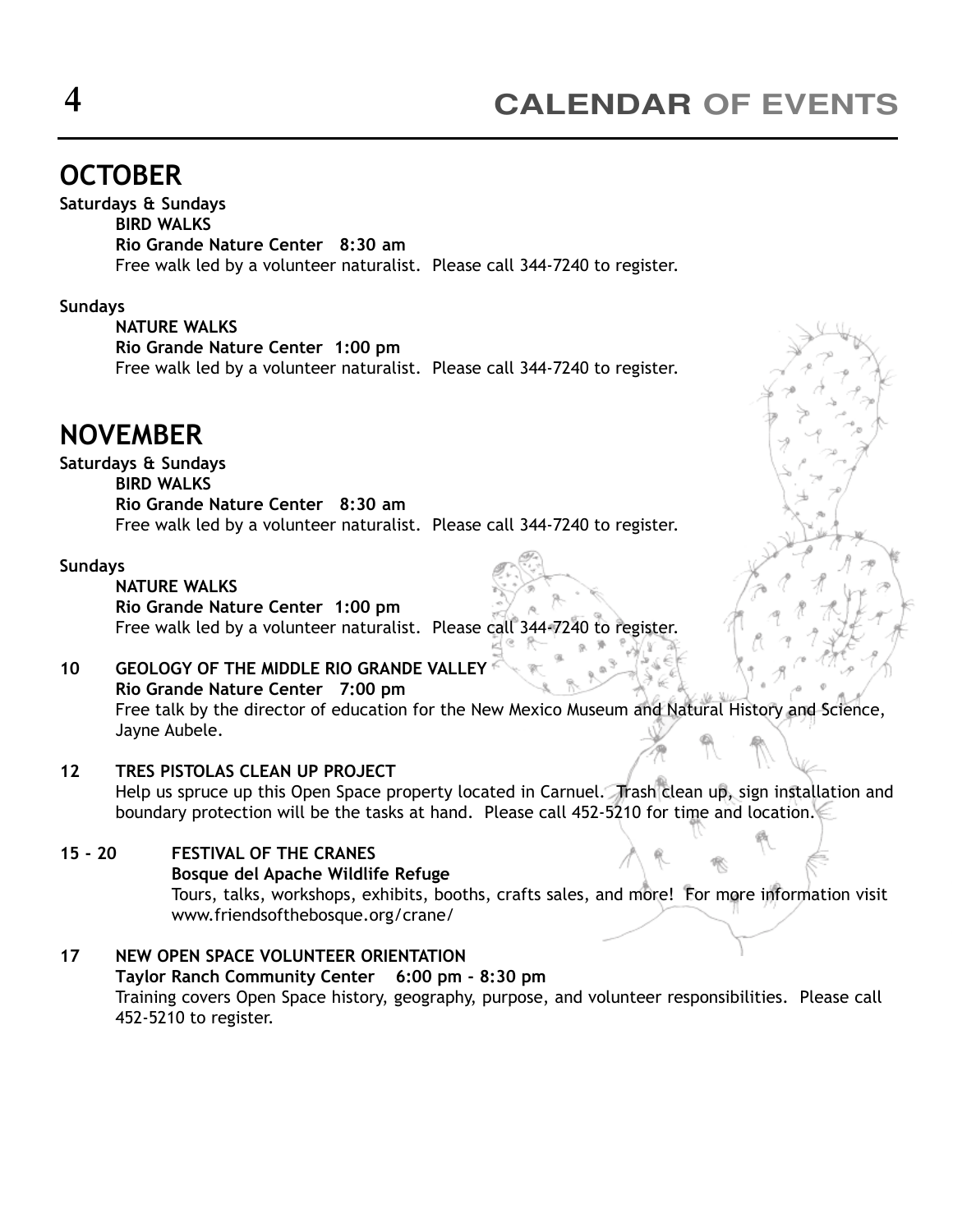# CALENDAR OF EVENTS

## OCTOBER

**Saturdays & Sundays**

**BIRD WALKS**
**Rio Grande Nature Center 8:30 am**
Free walk led by a volunteer naturalist. Please call 344-7240 to register.

**Sundays**

**NATURE WALKS**
**Rio Grande Nature Center 1:00 pm**
Free walk led by a volunteer naturalist. Please call 344-7240 to register.

## NOVEMBER

**Saturdays & Sundays**

**BIRD WALKS**
**Rio Grande Nature Center 8:30 am**
Free walk led by a volunteer naturalist. Please call 344-7240 to register.

**Sundays**

**NATURE WALKS**
**Rio Grande Nature Center 1:00 pm**
Free walk led by a volunteer naturalist. Please call 344-7240 to register.

**10 GEOLOGY OF THE MIDDLE RIO GRANDE VALLEY**
**Rio Grande Nature Center 7:00 pm**
Free talk by the director of education for the New Mexico Museum and Natural History and Science, Jayne Aubele.

**12 TRES PISTOLAS CLEAN UP PROJECT**
Help us spruce up this Open Space property located in Carnuel. Trash clean up, sign installation and boundary protection will be the tasks at hand. Please call 452-5210 for time and location.

**15 - 20 FESTIVAL OF THE CRANES**
**Bosque del Apache Wildlife Refuge**
Tours, talks, workshops, exhibits, booths, crafts sales, and more! For more information visit www.friendsofthebosque.org/crane/

**17 NEW OPEN SPACE VOLUNTEER ORIENTATION**
**Taylor Ranch Community Center 6:00 pm - 8:30 pm**
Training covers Open Space history, geography, purpose, and volunteer responsibilities. Please call 452-5210 to register.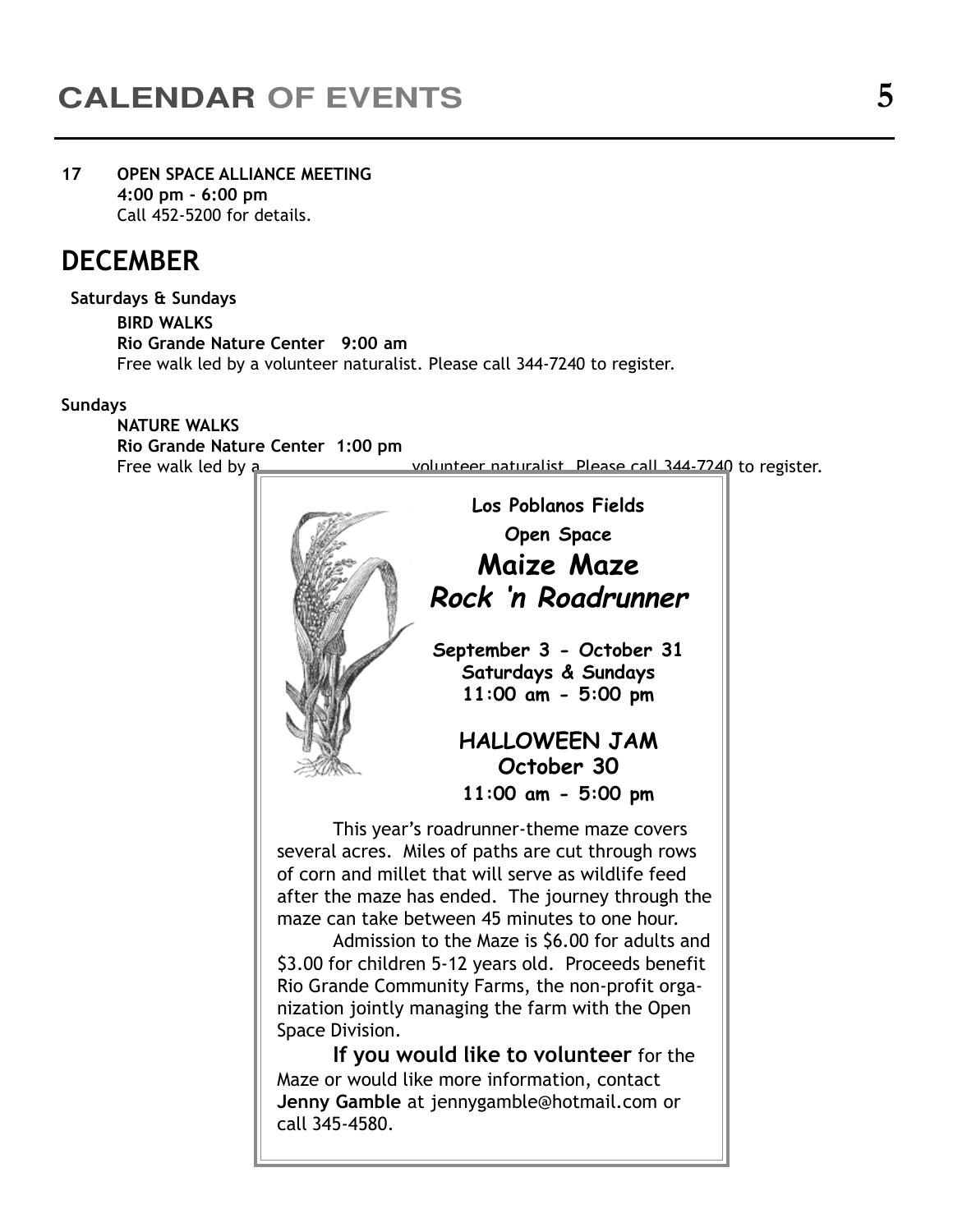17 **OPEN SPACE ALLIANCE MEETING**
**4:00 pm - 6:00 pm**
Call 452-5200 for details.

## DECEMBER

**Saturdays & Sundays**

**BIRD WALKS**
**Rio Grande Nature Center 9:00 am**
Free walk led by a volunteer naturalist. Please call 344-7240 to register.

**Sundays**

**NATURE WALKS**
**Rio Grande Nature Center 1:00 pm**
Free walk led by a volunteer naturalist. Please call 344-7240 to register.

**Los Poblanos Fields**

**Open Space**

### *Maize Maze*
### *Rock 'n Roadrunner*

**September 3 - October 31**
**Saturdays & Sundays**
**11:00 am - 5:00 pm**

**HALLOWEEN JAM**
**October 30**
**11:00 am - 5:00 pm**

This year's roadrunner-theme maze covers several acres. Miles of paths are cut through rows of corn and millet that will serve as wildlife feed after the maze has ended. The journey through the maze can take between 45 minutes to one hour.

Admission to the Maze is $6.00 for adults and $3.00 for children 5-12 years old. Proceeds benefit Rio Grande Community Farms, the non-profit organization jointly managing the farm with the Open Space Division.

**If you would like to volunteer** for the Maze or would like more information, contact **Jenny Gamble** at jennygamble@hotmail.com or call 345-4580.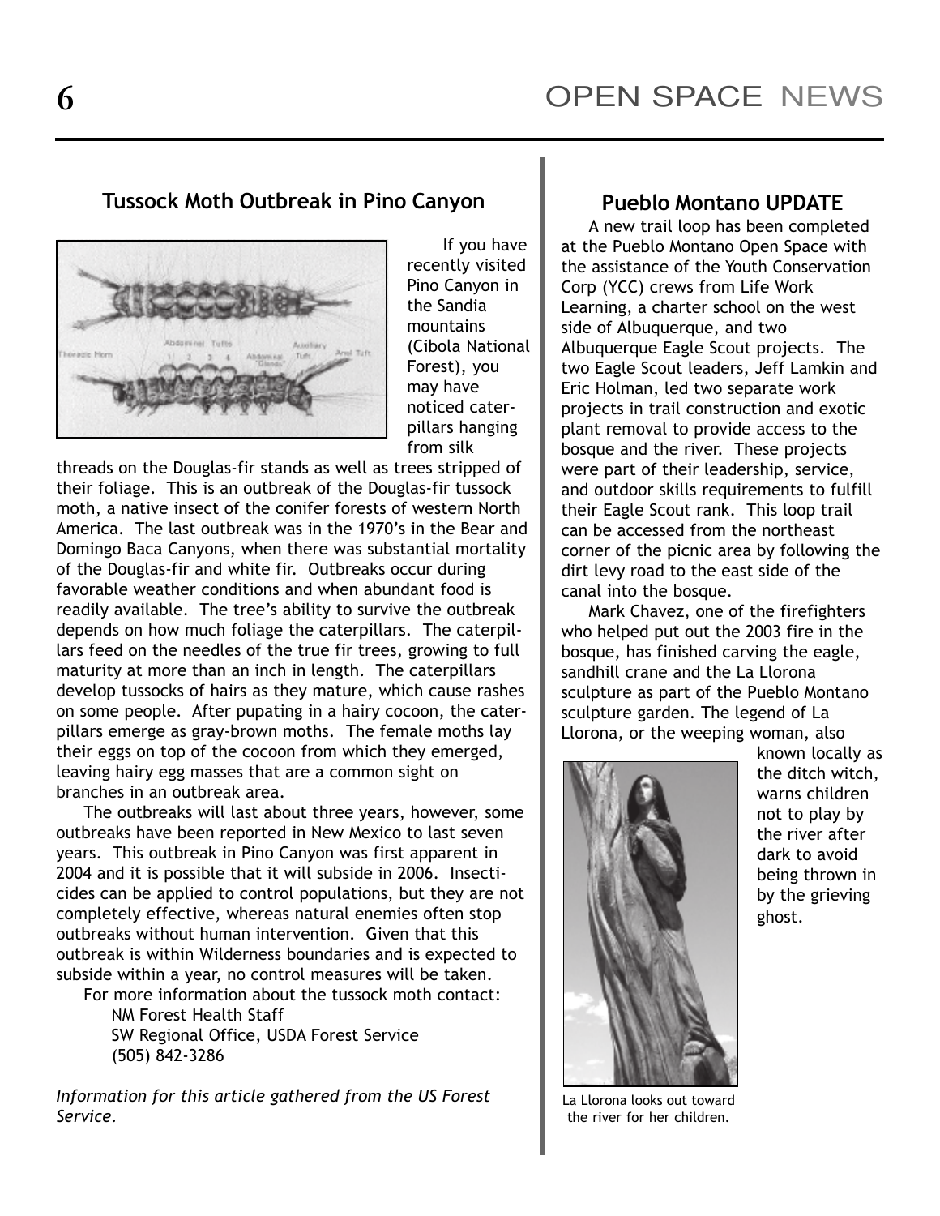## Tussock Moth Outbreak in Pino Canyon

If you have recently visited Pino Canyon in the Sandia mountains (Cibola National Forest), you may have noticed caterpillars hanging from silk threads on the Douglas-fir stands as well as trees stripped of their foliage. This is an outbreak of the Douglas-fir tussock moth, a native insect of the conifer forests of western North America. The last outbreak was in the 1970's in the Bear and Domingo Baca Canyons, when there was substantial mortality of the Douglas-fir and white fir. Outbreaks occur during favorable weather conditions and when abundant food is readily available. The tree's ability to survive the outbreak depends on how much foliage the caterpillars. The caterpillars feed on the needles of the true fir trees, growing to full maturity at more than an inch in length. The caterpillars develop tussocks of hairs as they mature, which cause rashes on some people. After pupating in a hairy cocoon, the caterpillars emerge as gray-brown moths. The female moths lay their eggs on top of the cocoon from which they emerged, leaving hairy egg masses that are a common sight on branches in an outbreak area.

The outbreaks will last about three years, however, some outbreaks have been reported in New Mexico to last seven years. This outbreak in Pino Canyon was first apparent in 2004 and it is possible that it will subside in 2006. Insecticides can be applied to control populations, but they are not completely effective, whereas natural enemies often stop outbreaks without human intervention. Given that this outbreak is within Wilderness boundaries and is expected to subside within a year, no control measures will be taken.

For more information about the tussock moth contact:

NM Forest Health Staff
SW Regional Office, USDA Forest Service
(505) 842-3286

*Information for this article gathered from the US Forest Service.*

## Pueblo Montano UPDATE

A new trail loop has been completed at the Pueblo Montano Open Space with the assistance of the Youth Conservation Corp (YCC) crews from Life Work Learning, a charter school on the west side of Albuquerque, and two Albuquerque Eagle Scout projects. The two Eagle Scout leaders, Jeff Lamkin and Eric Holman, led two separate work projects in trail construction and exotic plant removal to provide access to the bosque and the river. These projects were part of their leadership, service, and outdoor skills requirements to fulfill their Eagle Scout rank. This loop trail can be accessed from the northeast corner of the picnic area by following the dirt levy road to the east side of the canal into the bosque.

Mark Chavez, one of the firefighters who helped put out the 2003 fire in the bosque, has finished carving the eagle, sandhill crane and the La Llorona sculpture as part of the Pueblo Montano sculpture garden. The legend of La Llorona, or the weeping woman, also known locally as the ditch witch, warns children not to play by the river after dark to avoid being thrown in by the grieving ghost.

La Llorona looks out toward the river for her children.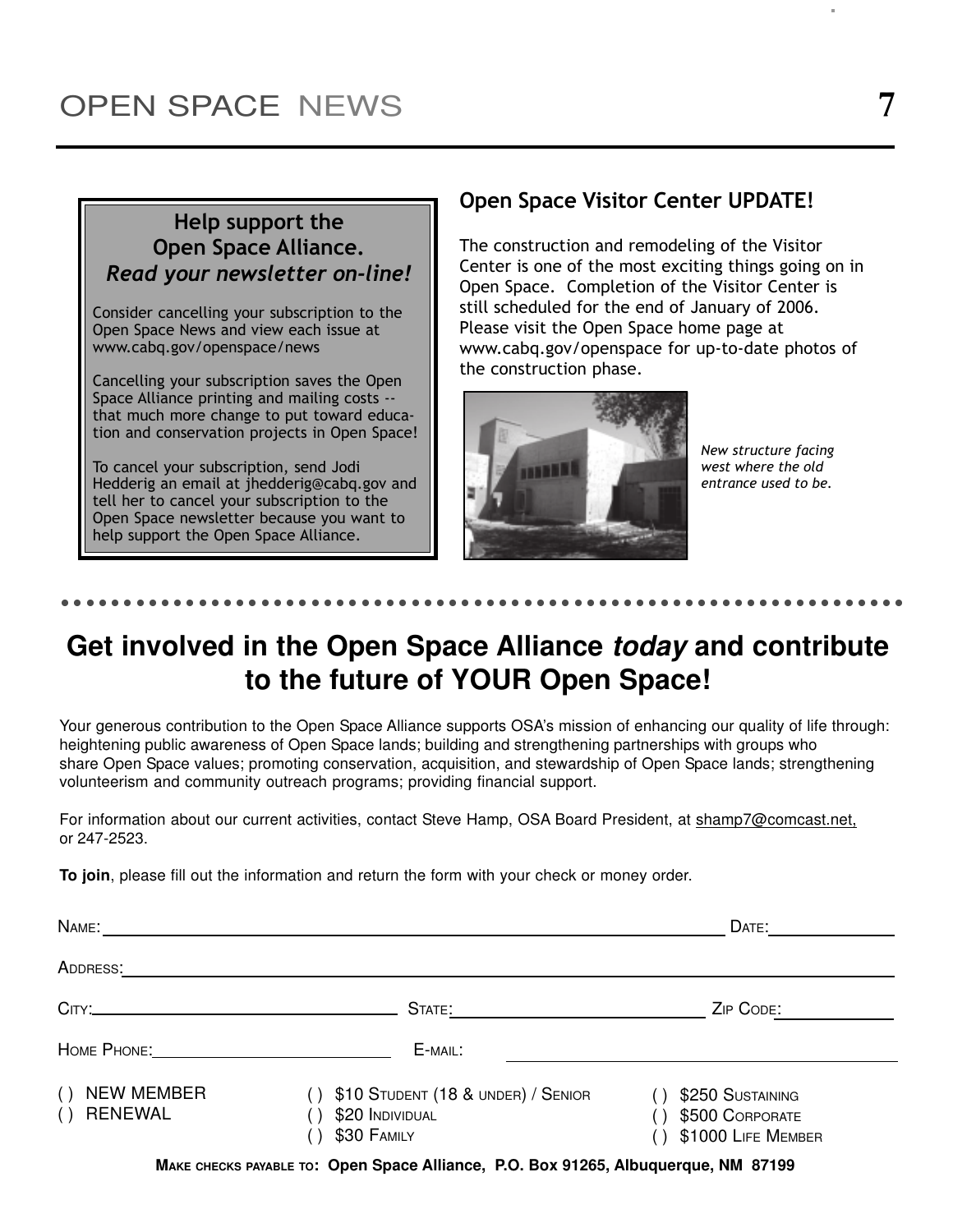## Help support the Open Space Alliance. *Read your newsletter on-line!*

Consider cancelling your subscription to the Open Space News and view each issue at www.cabq.gov/openspace/news

Cancelling your subscription saves the Open Space Alliance printing and mailing costs -- that much more change to put toward education and conservation projects in Open Space!

To cancel your subscription, send Jodi Hedderig an email at jhedderig@cabq.gov and tell her to cancel your subscription to the Open Space newsletter because you want to help support the Open Space Alliance.

## Open Space Visitor Center UPDATE!

The construction and remodeling of the Visitor Center is one of the most exciting things going on in Open Space. Completion of the Visitor Center is still scheduled for the end of January of 2006. Please visit the Open Space home page at www.cabq.gov/openspace for up-to-date photos of the construction phase.

*New structure facing west where the old entrance used to be.*

# Get involved in the Open Space Alliance *today* and contribute to the future of YOUR Open Space!

Your generous contribution to the Open Space Alliance supports OSA's mission of enhancing our quality of life through: heightening public awareness of Open Space lands; building and strengthening partnerships with groups who share Open Space values; promoting conservation, acquisition, and stewardship of Open Space lands; strengthening volunteerism and community outreach programs; providing financial support.

For information about our current activities, contact Steve Hamp, OSA Board President, at shamp7@comcast.net, or 247-2523.

**To join**, please fill out the information and return the form with your check or money order.

NAME: ______________________________ DATE: __________

ADDRESS: ______________________________

CITY: ______________ STATE: ______________ ZIP CODE: __________

HOME PHONE: ______________ E-MAIL: ______________

( ) NEW MEMBER
( ) RENEWAL

( ) $10 STUDENT (18 & UNDER) / SENIOR
( ) $20 INDIVIDUAL
( ) $30 FAMILY

( ) $250 SUSTAINING
( ) $500 CORPORATE
( ) $1000 LIFE MEMBER

**MAKE CHECKS PAYABLE TO: Open Space Alliance, P.O. Box 91265, Albuquerque, NM 87199**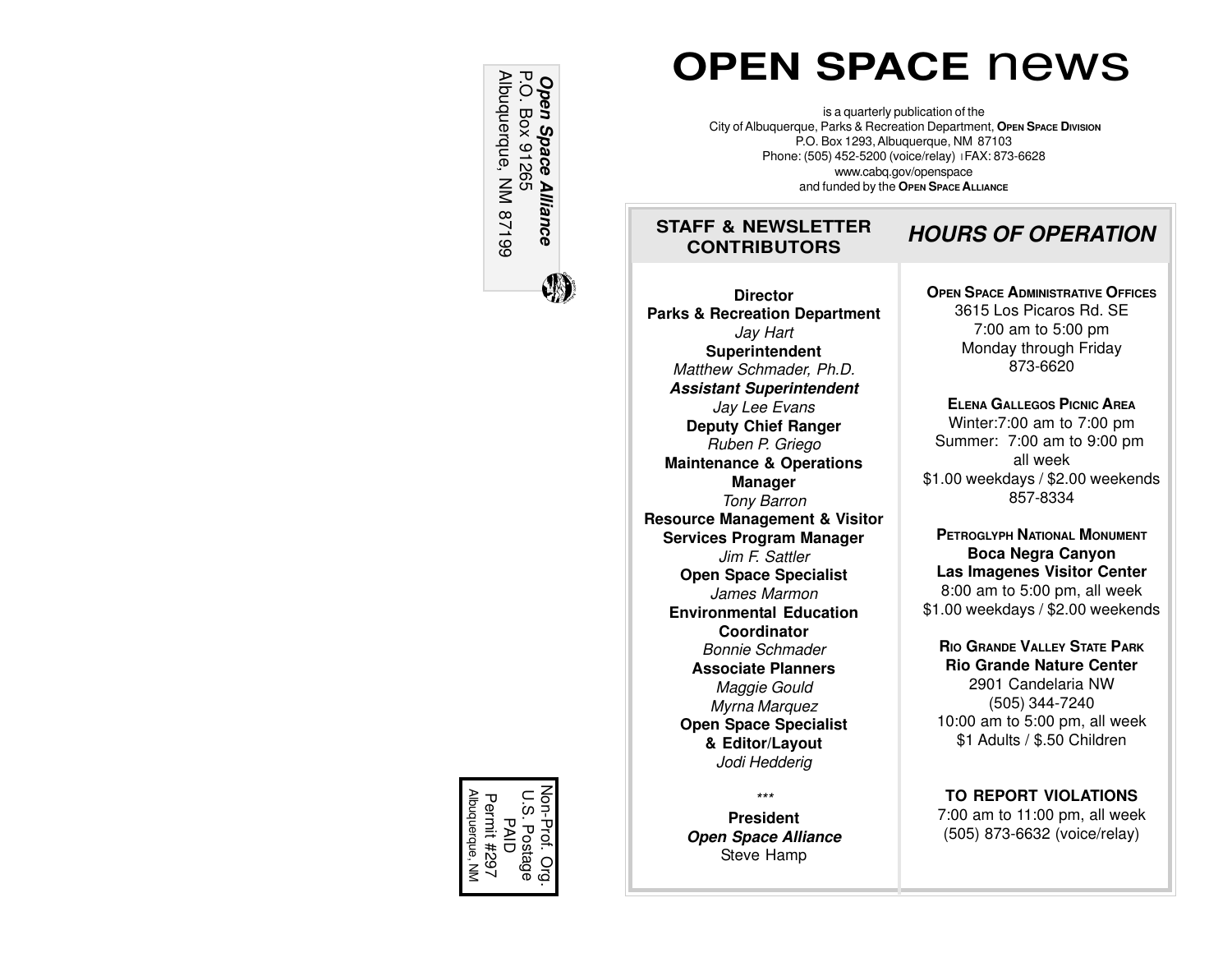*Open Space Alliance*
P.O. Box 91265
Albuquerque, NM 87199

Non-Prof. Org.
U.S. Postage
PAID
Permit #297
Albuquerque, NM

# OPEN SPACE news

is a quarterly publication of the
City of Albuquerque, Parks & Recreation Department, **Open Space Division**
P.O. Box 1293, Albuquerque, NM 87103
Phone: (505) 452-5200 (voice/relay) | FAX: 873-6628
www.cabq.gov/openspace
and funded by the **Open Space Alliance**

## STAFF & NEWSLETTER CONTRIBUTORS

**Director**
**Parks & Recreation Department**
*Jay Hart*
**Superintendent**
*Matthew Schmader, Ph.D.*
***Assistant Superintendent***
*Jay Lee Evans*
**Deputy Chief Ranger**
*Ruben P. Griego*
**Maintenance & Operations Manager**
*Tony Barron*
**Resource Management & Visitor Services Program Manager**
*Jim F. Sattler*
**Open Space Specialist**
*James Marmon*
**Environmental Education Coordinator**
*Bonnie Schmader*
**Associate Planners**
*Maggie Gould*
*Myrna Marquez*
**Open Space Specialist & Editor/Layout**
*Jodi Hedderig*

***

**President**
***Open Space Alliance***
Steve Hamp

## HOURS OF OPERATION

**Open Space Administrative Offices**
3615 Los Picaros Rd. SE
7:00 am to 5:00 pm
Monday through Friday
873-6620

**Elena Gallegos Picnic Area**
Winter:7:00 am to 7:00 pm
Summer: 7:00 am to 9:00 pm
all week
$1.00 weekdays / $2.00 weekends
857-8334

**Petroglyph National Monument**
**Boca Negra Canyon**
**Las Imagenes Visitor Center**
8:00 am to 5:00 pm, all week
$1.00 weekdays / $2.00 weekends

**Rio Grande Valley State Park**
**Rio Grande Nature Center**
2901 Candelaria NW
(505) 344-7240
10:00 am to 5:00 pm, all week
$1 Adults / $.50 Children

**TO REPORT VIOLATIONS**
7:00 am to 11:00 pm, all week
(505) 873-6632 (voice/relay)